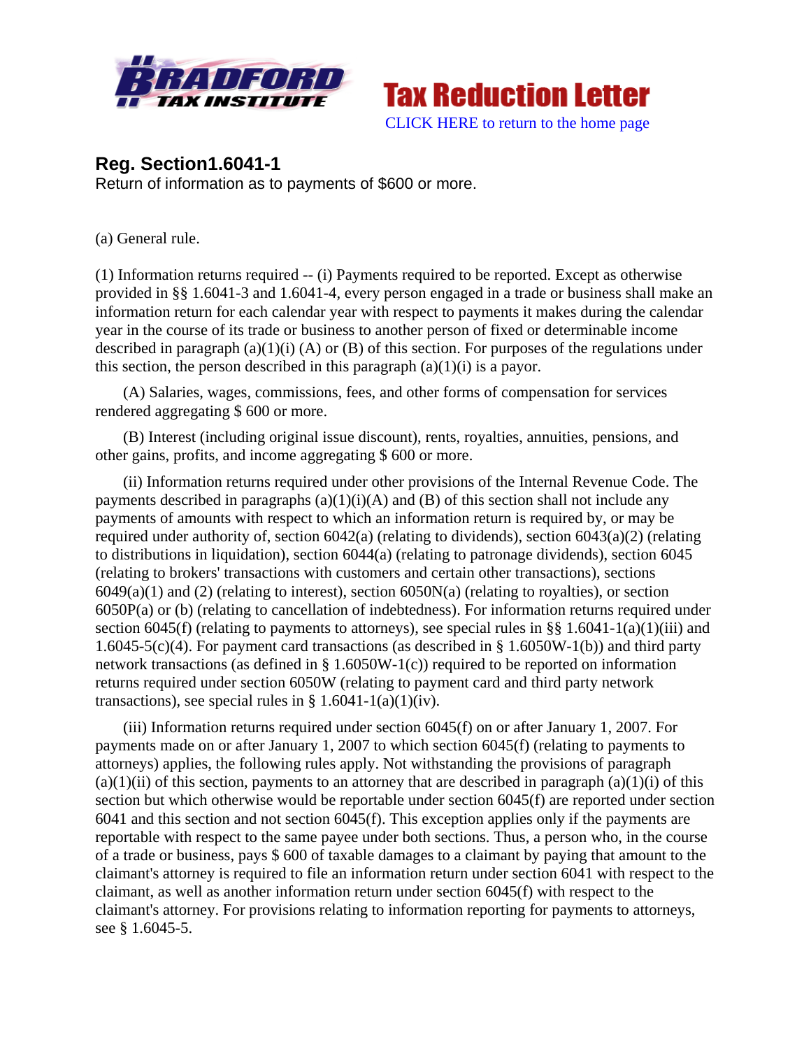Tax Reduction Letter

CLICK HERE to return to the home page

## Reg. Section1.6041-1

Return of information as to payments of $600 or more.

(a) General rule.

(1) Information returns required -- (i) Payments required to be reported. Except as otherwise provided in §§ 1.6041-3 and 1.6041-4, every person engaged in a trade or business shall make an information return for each calendar year with respect to payments it makes during the calendar year in the course of its trade or business to another person of fixed or determinable income described in paragraph (a)(1)(i) (A) or (B) of this section. For purposes of the regulations under this section, the person described in this paragraph (a)(1)(i) is a payor.

(A) Salaries, wages, commissions, fees, and other forms of compensation for services rendered aggregating $ 600 or more.

(B) Interest (including original issue discount), rents, royalties, annuities, pensions, and other gains, profits, and income aggregating $ 600 or more.

(ii) Information returns required under other provisions of the Internal Revenue Code. The payments described in paragraphs (a)(1)(i)(A) and (B) of this section shall not include any payments of amounts with respect to which an information return is required by, or may be required under authority of, section 6042(a) (relating to dividends), section 6043(a)(2) (relating to distributions in liquidation), section 6044(a) (relating to patronage dividends), section 6045 (relating to brokers' transactions with customers and certain other transactions), sections 6049(a)(1) and (2) (relating to interest), section 6050N(a) (relating to royalties), or section 6050P(a) or (b) (relating to cancellation of indebtedness). For information returns required under section 6045(f) (relating to payments to attorneys), see special rules in §§ 1.6041-1(a)(1)(iii) and 1.6045-5(c)(4). For payment card transactions (as described in § 1.6050W-1(b)) and third party network transactions (as defined in § 1.6050W-1(c)) required to be reported on information returns required under section 6050W (relating to payment card and third party network transactions), see special rules in § 1.6041-1(a)(1)(iv).

(iii) Information returns required under section 6045(f) on or after January 1, 2007. For payments made on or after January 1, 2007 to which section 6045(f) (relating to payments to attorneys) applies, the following rules apply. Not withstanding the provisions of paragraph (a)(1)(ii) of this section, payments to an attorney that are described in paragraph (a)(1)(i) of this section but which otherwise would be reportable under section 6045(f) are reported under section 6041 and this section and not section 6045(f). This exception applies only if the payments are reportable with respect to the same payee under both sections. Thus, a person who, in the course of a trade or business, pays $ 600 of taxable damages to a claimant by paying that amount to the claimant's attorney is required to file an information return under section 6041 with respect to the claimant, as well as another information return under section 6045(f) with respect to the claimant's attorney. For provisions relating to information reporting for payments to attorneys, see § 1.6045-5.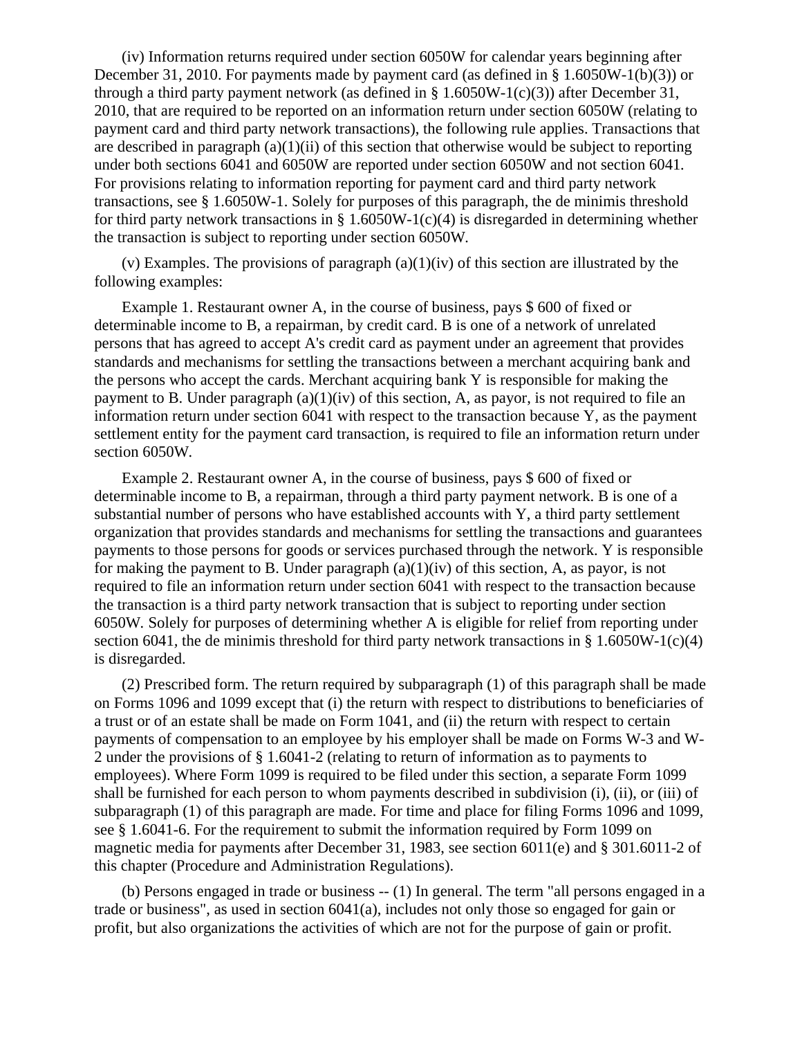(iv) Information returns required under section 6050W for calendar years beginning after December 31, 2010. For payments made by payment card (as defined in § 1.6050W-1(b)(3)) or through a third party payment network (as defined in § 1.6050W-1(c)(3)) after December 31, 2010, that are required to be reported on an information return under section 6050W (relating to payment card and third party network transactions), the following rule applies. Transactions that are described in paragraph (a)(1)(ii) of this section that otherwise would be subject to reporting under both sections 6041 and 6050W are reported under section 6050W and not section 6041. For provisions relating to information reporting for payment card and third party network transactions, see § 1.6050W-1. Solely for purposes of this paragraph, the de minimis threshold for third party network transactions in § 1.6050W-1(c)(4) is disregarded in determining whether the transaction is subject to reporting under section 6050W.

(v) Examples. The provisions of paragraph (a)(1)(iv) of this section are illustrated by the following examples:

Example 1. Restaurant owner A, in the course of business, pays $ 600 of fixed or determinable income to B, a repairman, by credit card. B is one of a network of unrelated persons that has agreed to accept A's credit card as payment under an agreement that provides standards and mechanisms for settling the transactions between a merchant acquiring bank and the persons who accept the cards. Merchant acquiring bank Y is responsible for making the payment to B. Under paragraph (a)(1)(iv) of this section, A, as payor, is not required to file an information return under section 6041 with respect to the transaction because Y, as the payment settlement entity for the payment card transaction, is required to file an information return under section 6050W.

Example 2. Restaurant owner A, in the course of business, pays $ 600 of fixed or determinable income to B, a repairman, through a third party payment network. B is one of a substantial number of persons who have established accounts with Y, a third party settlement organization that provides standards and mechanisms for settling the transactions and guarantees payments to those persons for goods or services purchased through the network. Y is responsible for making the payment to B. Under paragraph (a)(1)(iv) of this section, A, as payor, is not required to file an information return under section 6041 with respect to the transaction because the transaction is a third party network transaction that is subject to reporting under section 6050W. Solely for purposes of determining whether A is eligible for relief from reporting under section 6041, the de minimis threshold for third party network transactions in § 1.6050W-1(c)(4) is disregarded.

(2) Prescribed form. The return required by subparagraph (1) of this paragraph shall be made on Forms 1096 and 1099 except that (i) the return with respect to distributions to beneficiaries of a trust or of an estate shall be made on Form 1041, and (ii) the return with respect to certain payments of compensation to an employee by his employer shall be made on Forms W-3 and W-2 under the provisions of § 1.6041-2 (relating to return of information as to payments to employees). Where Form 1099 is required to be filed under this section, a separate Form 1099 shall be furnished for each person to whom payments described in subdivision (i), (ii), or (iii) of subparagraph (1) of this paragraph are made. For time and place for filing Forms 1096 and 1099, see § 1.6041-6. For the requirement to submit the information required by Form 1099 on magnetic media for payments after December 31, 1983, see section 6011(e) and § 301.6011-2 of this chapter (Procedure and Administration Regulations).

(b) Persons engaged in trade or business -- (1) In general. The term "all persons engaged in a trade or business", as used in section 6041(a), includes not only those so engaged for gain or profit, but also organizations the activities of which are not for the purpose of gain or profit.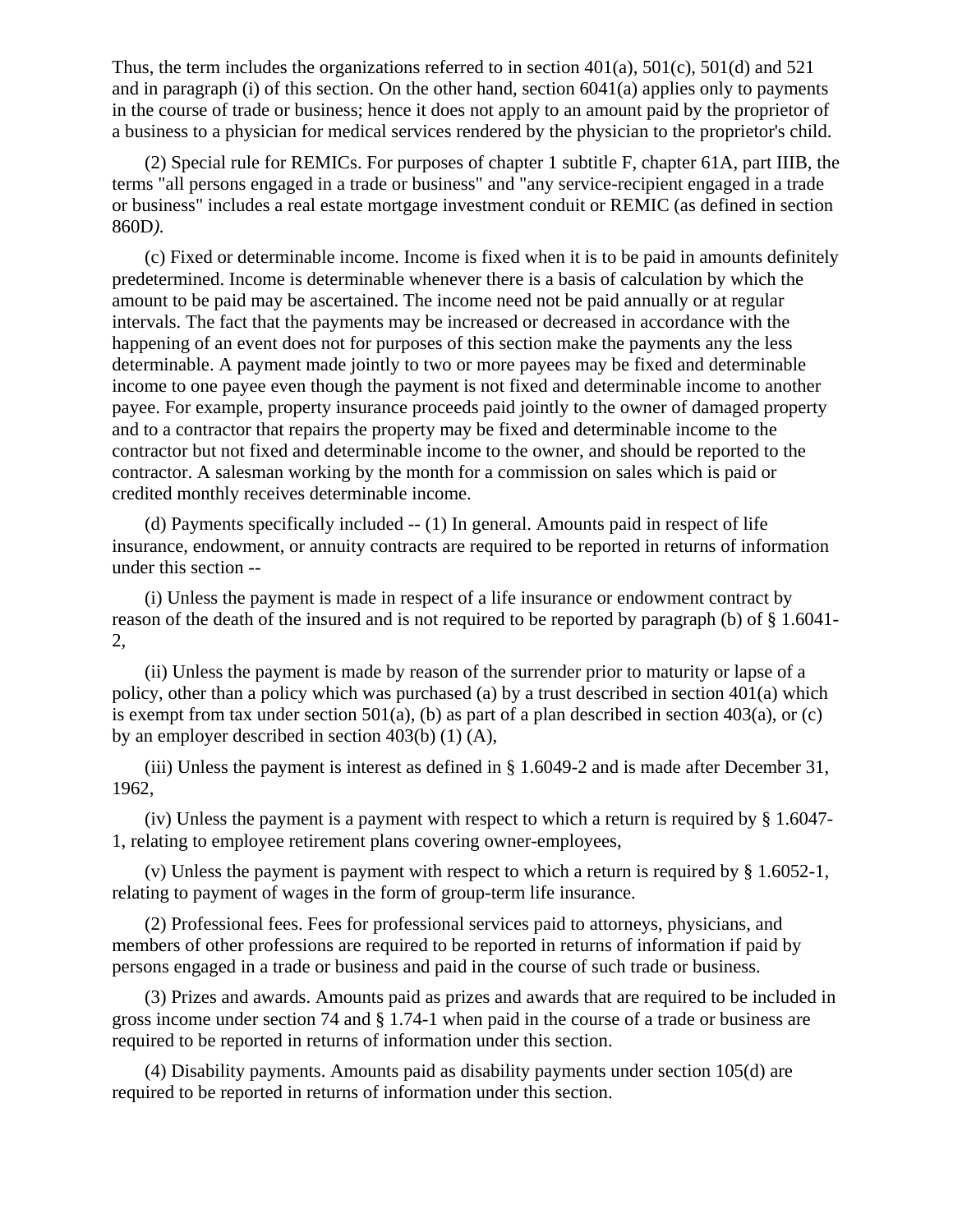Thus, the term includes the organizations referred to in section 401(a), 501(c), 501(d) and 521 and in paragraph (i) of this section. On the other hand, section 6041(a) applies only to payments in the course of trade or business; hence it does not apply to an amount paid by the proprietor of a business to a physician for medical services rendered by the physician to the proprietor's child.

(2) Special rule for REMICs. For purposes of chapter 1 subtitle F, chapter 61A, part IIIB, the terms "all persons engaged in a trade or business" and "any service-recipient engaged in a trade or business" includes a real estate mortgage investment conduit or REMIC (as defined in section 860D).

(c) Fixed or determinable income. Income is fixed when it is to be paid in amounts definitely predetermined. Income is determinable whenever there is a basis of calculation by which the amount to be paid may be ascertained. The income need not be paid annually or at regular intervals. The fact that the payments may be increased or decreased in accordance with the happening of an event does not for purposes of this section make the payments any the less determinable. A payment made jointly to two or more payees may be fixed and determinable income to one payee even though the payment is not fixed and determinable income to another payee. For example, property insurance proceeds paid jointly to the owner of damaged property and to a contractor that repairs the property may be fixed and determinable income to the contractor but not fixed and determinable income to the owner, and should be reported to the contractor. A salesman working by the month for a commission on sales which is paid or credited monthly receives determinable income.

(d) Payments specifically included -- (1) In general. Amounts paid in respect of life insurance, endowment, or annuity contracts are required to be reported in returns of information under this section --

(i) Unless the payment is made in respect of a life insurance or endowment contract by reason of the death of the insured and is not required to be reported by paragraph (b) of § 1.6041-2,

(ii) Unless the payment is made by reason of the surrender prior to maturity or lapse of a policy, other than a policy which was purchased (a) by a trust described in section 401(a) which is exempt from tax under section 501(a), (b) as part of a plan described in section 403(a), or (c) by an employer described in section 403(b) (1) (A),

(iii) Unless the payment is interest as defined in § 1.6049-2 and is made after December 31, 1962,

(iv) Unless the payment is a payment with respect to which a return is required by § 1.6047-1, relating to employee retirement plans covering owner-employees,

(v) Unless the payment is payment with respect to which a return is required by § 1.6052-1, relating to payment of wages in the form of group-term life insurance.

(2) Professional fees. Fees for professional services paid to attorneys, physicians, and members of other professions are required to be reported in returns of information if paid by persons engaged in a trade or business and paid in the course of such trade or business.

(3) Prizes and awards. Amounts paid as prizes and awards that are required to be included in gross income under section 74 and § 1.74-1 when paid in the course of a trade or business are required to be reported in returns of information under this section.

(4) Disability payments. Amounts paid as disability payments under section 105(d) are required to be reported in returns of information under this section.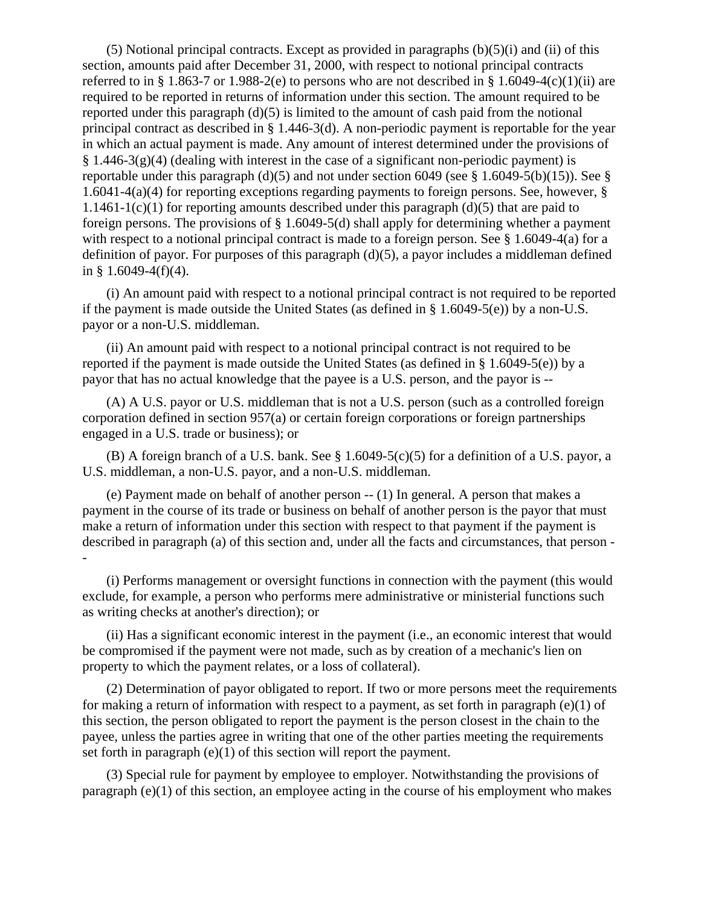(5) Notional principal contracts. Except as provided in paragraphs (b)(5)(i) and (ii) of this section, amounts paid after December 31, 2000, with respect to notional principal contracts referred to in § 1.863-7 or 1.988-2(e) to persons who are not described in § 1.6049-4(c)(1)(ii) are required to be reported in returns of information under this section. The amount required to be reported under this paragraph (d)(5) is limited to the amount of cash paid from the notional principal contract as described in § 1.446-3(d). A non-periodic payment is reportable for the year in which an actual payment is made. Any amount of interest determined under the provisions of § 1.446-3(g)(4) (dealing with interest in the case of a significant non-periodic payment) is reportable under this paragraph (d)(5) and not under section 6049 (see § 1.6049-5(b)(15)). See § 1.6041-4(a)(4) for reporting exceptions regarding payments to foreign persons. See, however, § 1.1461-1(c)(1) for reporting amounts described under this paragraph (d)(5) that are paid to foreign persons. The provisions of § 1.6049-5(d) shall apply for determining whether a payment with respect to a notional principal contract is made to a foreign person. See § 1.6049-4(a) for a definition of payor. For purposes of this paragraph (d)(5), a payor includes a middleman defined in § 1.6049-4(f)(4).

(i) An amount paid with respect to a notional principal contract is not required to be reported if the payment is made outside the United States (as defined in § 1.6049-5(e)) by a non-U.S. payor or a non-U.S. middleman.

(ii) An amount paid with respect to a notional principal contract is not required to be reported if the payment is made outside the United States (as defined in § 1.6049-5(e)) by a payor that has no actual knowledge that the payee is a U.S. person, and the payor is --

(A) A U.S. payor or U.S. middleman that is not a U.S. person (such as a controlled foreign corporation defined in section 957(a) or certain foreign corporations or foreign partnerships engaged in a U.S. trade or business); or

(B) A foreign branch of a U.S. bank. See § 1.6049-5(c)(5) for a definition of a U.S. payor, a U.S. middleman, a non-U.S. payor, and a non-U.S. middleman.

(e) Payment made on behalf of another person -- (1) In general. A person that makes a payment in the course of its trade or business on behalf of another person is the payor that must make a return of information under this section with respect to that payment if the payment is described in paragraph (a) of this section and, under all the facts and circumstances, that person --

(i) Performs management or oversight functions in connection with the payment (this would exclude, for example, a person who performs mere administrative or ministerial functions such as writing checks at another's direction); or

(ii) Has a significant economic interest in the payment (i.e., an economic interest that would be compromised if the payment were not made, such as by creation of a mechanic's lien on property to which the payment relates, or a loss of collateral).

(2) Determination of payor obligated to report. If two or more persons meet the requirements for making a return of information with respect to a payment, as set forth in paragraph (e)(1) of this section, the person obligated to report the payment is the person closest in the chain to the payee, unless the parties agree in writing that one of the other parties meeting the requirements set forth in paragraph (e)(1) of this section will report the payment.

(3) Special rule for payment by employee to employer. Notwithstanding the provisions of paragraph (e)(1) of this section, an employee acting in the course of his employment who makes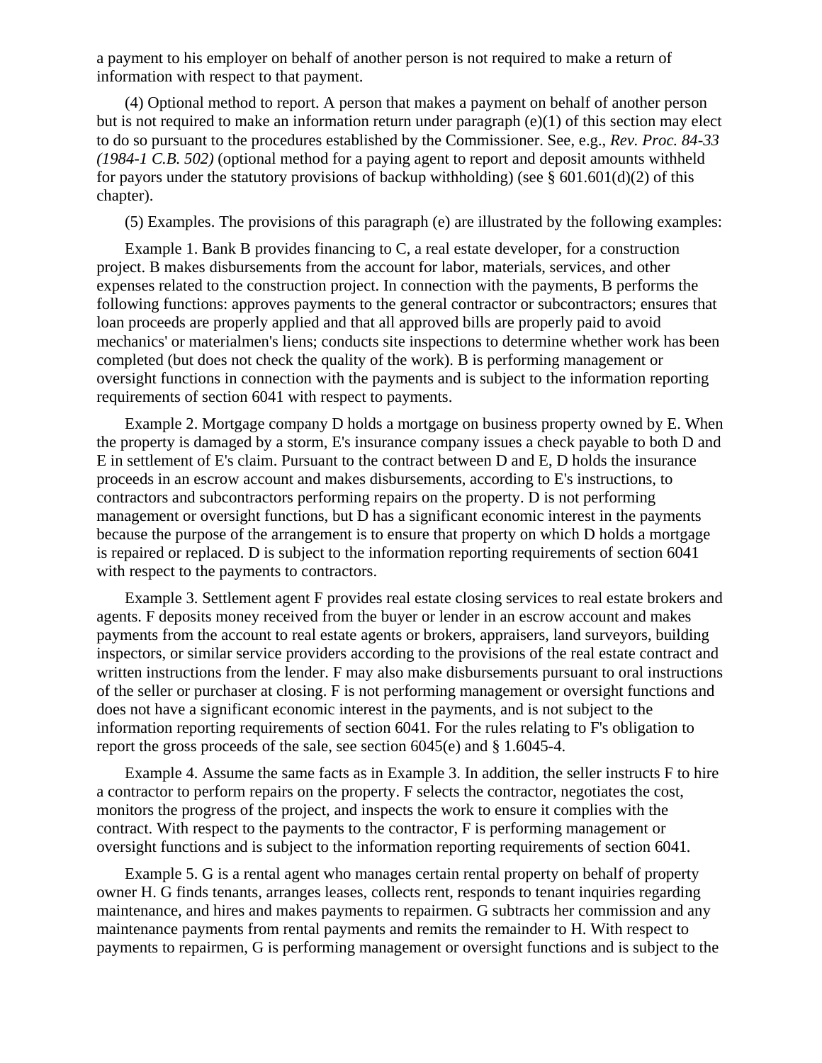a payment to his employer on behalf of another person is not required to make a return of information with respect to that payment.

(4) Optional method to report. A person that makes a payment on behalf of another person but is not required to make an information return under paragraph (e)(1) of this section may elect to do so pursuant to the procedures established by the Commissioner. See, e.g., *Rev. Proc. 84-33 (1984-1 C.B. 502)* (optional method for a paying agent to report and deposit amounts withheld for payors under the statutory provisions of backup withholding) (see § 601.601(d)(2) of this chapter).

(5) Examples. The provisions of this paragraph (e) are illustrated by the following examples:

Example 1. Bank B provides financing to C, a real estate developer, for a construction project. B makes disbursements from the account for labor, materials, services, and other expenses related to the construction project. In connection with the payments, B performs the following functions: approves payments to the general contractor or subcontractors; ensures that loan proceeds are properly applied and that all approved bills are properly paid to avoid mechanics' or materialmen's liens; conducts site inspections to determine whether work has been completed (but does not check the quality of the work). B is performing management or oversight functions in connection with the payments and is subject to the information reporting requirements of section 6041 with respect to payments.

Example 2. Mortgage company D holds a mortgage on business property owned by E. When the property is damaged by a storm, E's insurance company issues a check payable to both D and E in settlement of E's claim. Pursuant to the contract between D and E, D holds the insurance proceeds in an escrow account and makes disbursements, according to E's instructions, to contractors and subcontractors performing repairs on the property. D is not performing management or oversight functions, but D has a significant economic interest in the payments because the purpose of the arrangement is to ensure that property on which D holds a mortgage is repaired or replaced. D is subject to the information reporting requirements of section 6041 with respect to the payments to contractors.

Example 3. Settlement agent F provides real estate closing services to real estate brokers and agents. F deposits money received from the buyer or lender in an escrow account and makes payments from the account to real estate agents or brokers, appraisers, land surveyors, building inspectors, or similar service providers according to the provisions of the real estate contract and written instructions from the lender. F may also make disbursements pursuant to oral instructions of the seller or purchaser at closing. F is not performing management or oversight functions and does not have a significant economic interest in the payments, and is not subject to the information reporting requirements of section 6041. For the rules relating to F's obligation to report the gross proceeds of the sale, see section 6045(e) and § 1.6045-4.

Example 4. Assume the same facts as in Example 3. In addition, the seller instructs F to hire a contractor to perform repairs on the property. F selects the contractor, negotiates the cost, monitors the progress of the project, and inspects the work to ensure it complies with the contract. With respect to the payments to the contractor, F is performing management or oversight functions and is subject to the information reporting requirements of section 6041.

Example 5. G is a rental agent who manages certain rental property on behalf of property owner H. G finds tenants, arranges leases, collects rent, responds to tenant inquiries regarding maintenance, and hires and makes payments to repairmen. G subtracts her commission and any maintenance payments from rental payments and remits the remainder to H. With respect to payments to repairmen, G is performing management or oversight functions and is subject to the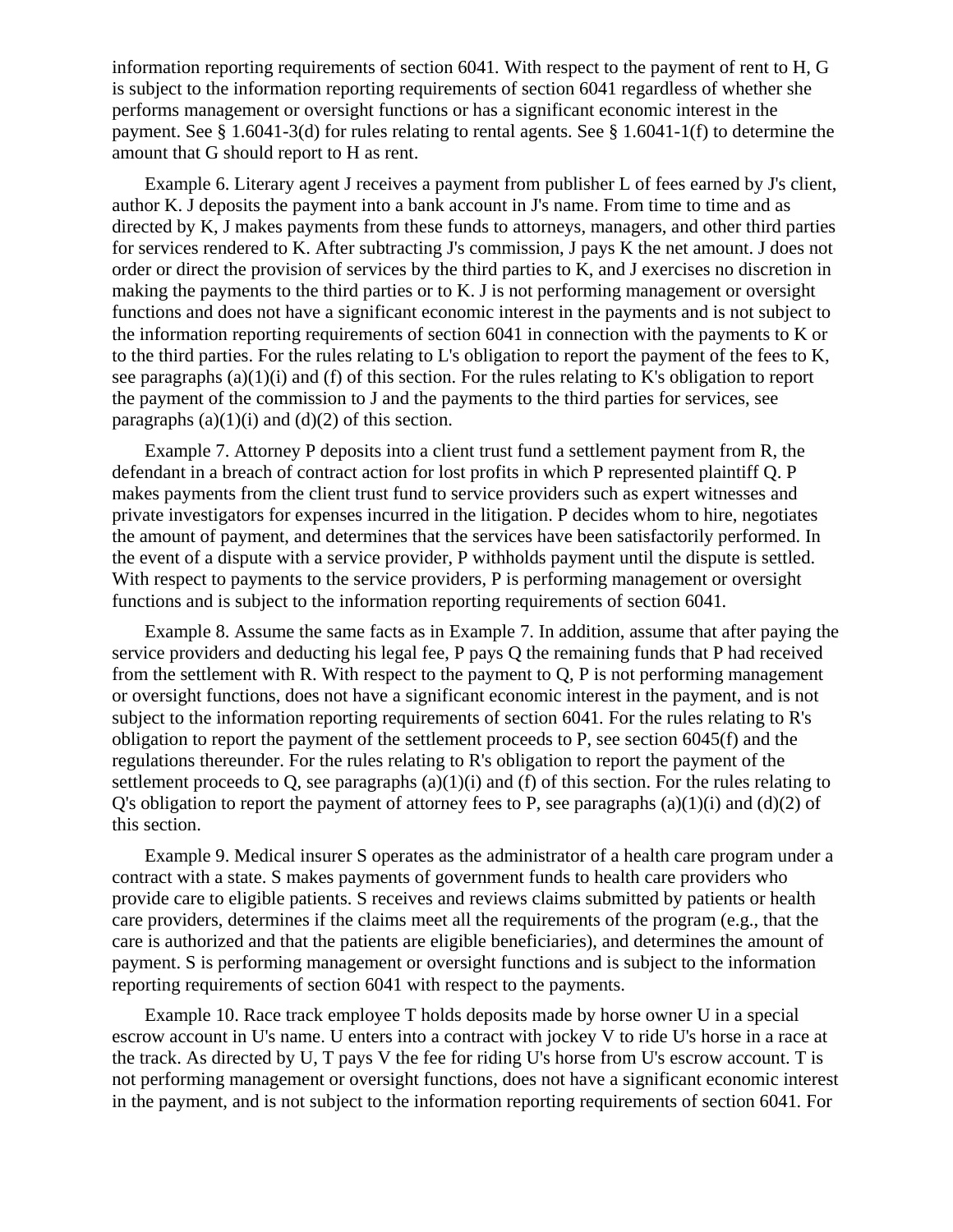information reporting requirements of section 6041. With respect to the payment of rent to H, G is subject to the information reporting requirements of section 6041 regardless of whether she performs management or oversight functions or has a significant economic interest in the payment. See § 1.6041-3(d) for rules relating to rental agents. See § 1.6041-1(f) to determine the amount that G should report to H as rent.

Example 6. Literary agent J receives a payment from publisher L of fees earned by J's client, author K. J deposits the payment into a bank account in J's name. From time to time and as directed by K, J makes payments from these funds to attorneys, managers, and other third parties for services rendered to K. After subtracting J's commission, J pays K the net amount. J does not order or direct the provision of services by the third parties to K, and J exercises no discretion in making the payments to the third parties or to K. J is not performing management or oversight functions and does not have a significant economic interest in the payments and is not subject to the information reporting requirements of section 6041 in connection with the payments to K or to the third parties. For the rules relating to L's obligation to report the payment of the fees to K, see paragraphs (a)(1)(i) and (f) of this section. For the rules relating to K's obligation to report the payment of the commission to J and the payments to the third parties for services, see paragraphs (a)(1)(i) and (d)(2) of this section.

Example 7. Attorney P deposits into a client trust fund a settlement payment from R, the defendant in a breach of contract action for lost profits in which P represented plaintiff Q. P makes payments from the client trust fund to service providers such as expert witnesses and private investigators for expenses incurred in the litigation. P decides whom to hire, negotiates the amount of payment, and determines that the services have been satisfactorily performed. In the event of a dispute with a service provider, P withholds payment until the dispute is settled. With respect to payments to the service providers, P is performing management or oversight functions and is subject to the information reporting requirements of section 6041.

Example 8. Assume the same facts as in Example 7. In addition, assume that after paying the service providers and deducting his legal fee, P pays Q the remaining funds that P had received from the settlement with R. With respect to the payment to Q, P is not performing management or oversight functions, does not have a significant economic interest in the payment, and is not subject to the information reporting requirements of section 6041. For the rules relating to R's obligation to report the payment of the settlement proceeds to P, see section 6045(f) and the regulations thereunder. For the rules relating to R's obligation to report the payment of the settlement proceeds to Q, see paragraphs (a)(1)(i) and (f) of this section. For the rules relating to Q's obligation to report the payment of attorney fees to P, see paragraphs (a)(1)(i) and (d)(2) of this section.

Example 9. Medical insurer S operates as the administrator of a health care program under a contract with a state. S makes payments of government funds to health care providers who provide care to eligible patients. S receives and reviews claims submitted by patients or health care providers, determines if the claims meet all the requirements of the program (e.g., that the care is authorized and that the patients are eligible beneficiaries), and determines the amount of payment. S is performing management or oversight functions and is subject to the information reporting requirements of section 6041 with respect to the payments.

Example 10. Race track employee T holds deposits made by horse owner U in a special escrow account in U's name. U enters into a contract with jockey V to ride U's horse in a race at the track. As directed by U, T pays V the fee for riding U's horse from U's escrow account. T is not performing management or oversight functions, does not have a significant economic interest in the payment, and is not subject to the information reporting requirements of section 6041. For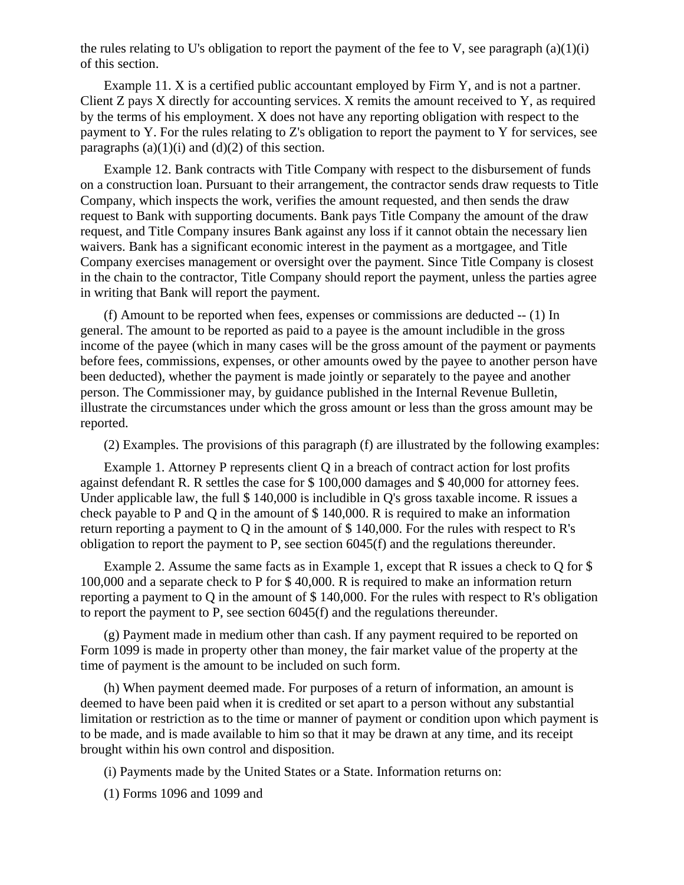the rules relating to U's obligation to report the payment of the fee to V, see paragraph (a)(1)(i) of this section.

Example 11. X is a certified public accountant employed by Firm Y, and is not a partner. Client Z pays X directly for accounting services. X remits the amount received to Y, as required by the terms of his employment. X does not have any reporting obligation with respect to the payment to Y. For the rules relating to Z's obligation to report the payment to Y for services, see paragraphs (a)(1)(i) and (d)(2) of this section.

Example 12. Bank contracts with Title Company with respect to the disbursement of funds on a construction loan. Pursuant to their arrangement, the contractor sends draw requests to Title Company, which inspects the work, verifies the amount requested, and then sends the draw request to Bank with supporting documents. Bank pays Title Company the amount of the draw request, and Title Company insures Bank against any loss if it cannot obtain the necessary lien waivers. Bank has a significant economic interest in the payment as a mortgagee, and Title Company exercises management or oversight over the payment. Since Title Company is closest in the chain to the contractor, Title Company should report the payment, unless the parties agree in writing that Bank will report the payment.

(f) Amount to be reported when fees, expenses or commissions are deducted -- (1) In general. The amount to be reported as paid to a payee is the amount includible in the gross income of the payee (which in many cases will be the gross amount of the payment or payments before fees, commissions, expenses, or other amounts owed by the payee to another person have been deducted), whether the payment is made jointly or separately to the payee and another person. The Commissioner may, by guidance published in the Internal Revenue Bulletin, illustrate the circumstances under which the gross amount or less than the gross amount may be reported.

(2) Examples. The provisions of this paragraph (f) are illustrated by the following examples:

Example 1. Attorney P represents client Q in a breach of contract action for lost profits against defendant R. R settles the case for $ 100,000 damages and $ 40,000 for attorney fees. Under applicable law, the full $ 140,000 is includible in Q's gross taxable income. R issues a check payable to P and Q in the amount of $ 140,000. R is required to make an information return reporting a payment to Q in the amount of $ 140,000. For the rules with respect to R's obligation to report the payment to P, see section 6045(f) and the regulations thereunder.

Example 2. Assume the same facts as in Example 1, except that R issues a check to Q for $ 100,000 and a separate check to P for $ 40,000. R is required to make an information return reporting a payment to Q in the amount of $ 140,000. For the rules with respect to R's obligation to report the payment to P, see section 6045(f) and the regulations thereunder.

(g) Payment made in medium other than cash. If any payment required to be reported on Form 1099 is made in property other than money, the fair market value of the property at the time of payment is the amount to be included on such form.

(h) When payment deemed made. For purposes of a return of information, an amount is deemed to have been paid when it is credited or set apart to a person without any substantial limitation or restriction as to the time or manner of payment or condition upon which payment is to be made, and is made available to him so that it may be drawn at any time, and its receipt brought within his own control and disposition.

(i) Payments made by the United States or a State. Information returns on:

(1) Forms 1096 and 1099 and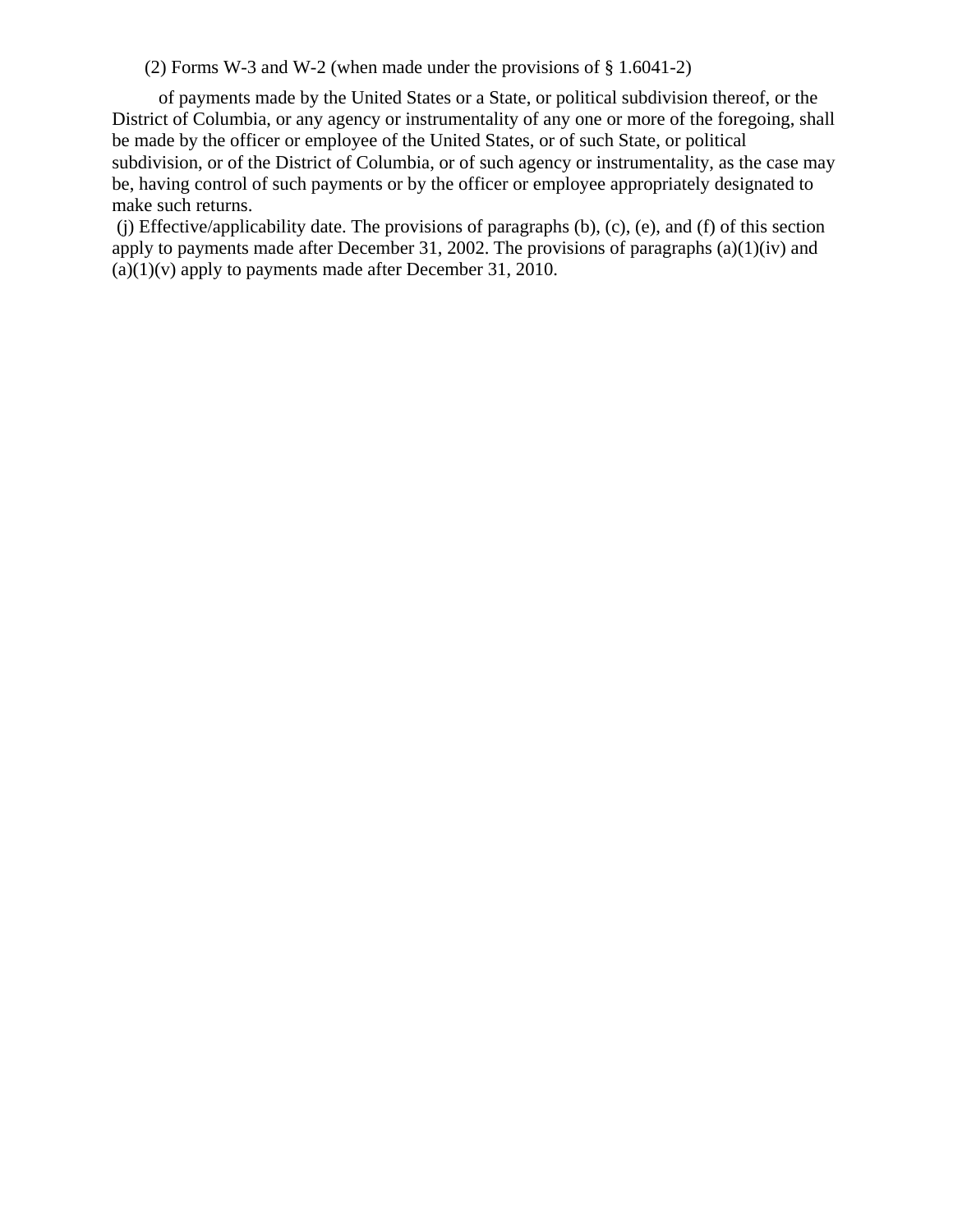(2) Forms W-3 and W-2 (when made under the provisions of § 1.6041-2)

of payments made by the United States or a State, or political subdivision thereof, or the District of Columbia, or any agency or instrumentality of any one or more of the foregoing, shall be made by the officer or employee of the United States, or of such State, or political subdivision, or of the District of Columbia, or of such agency or instrumentality, as the case may be, having control of such payments or by the officer or employee appropriately designated to make such returns.

(j) Effective/applicability date. The provisions of paragraphs (b), (c), (e), and (f) of this section apply to payments made after December 31, 2002. The provisions of paragraphs (a)(1)(iv) and (a)(1)(v) apply to payments made after December 31, 2010.